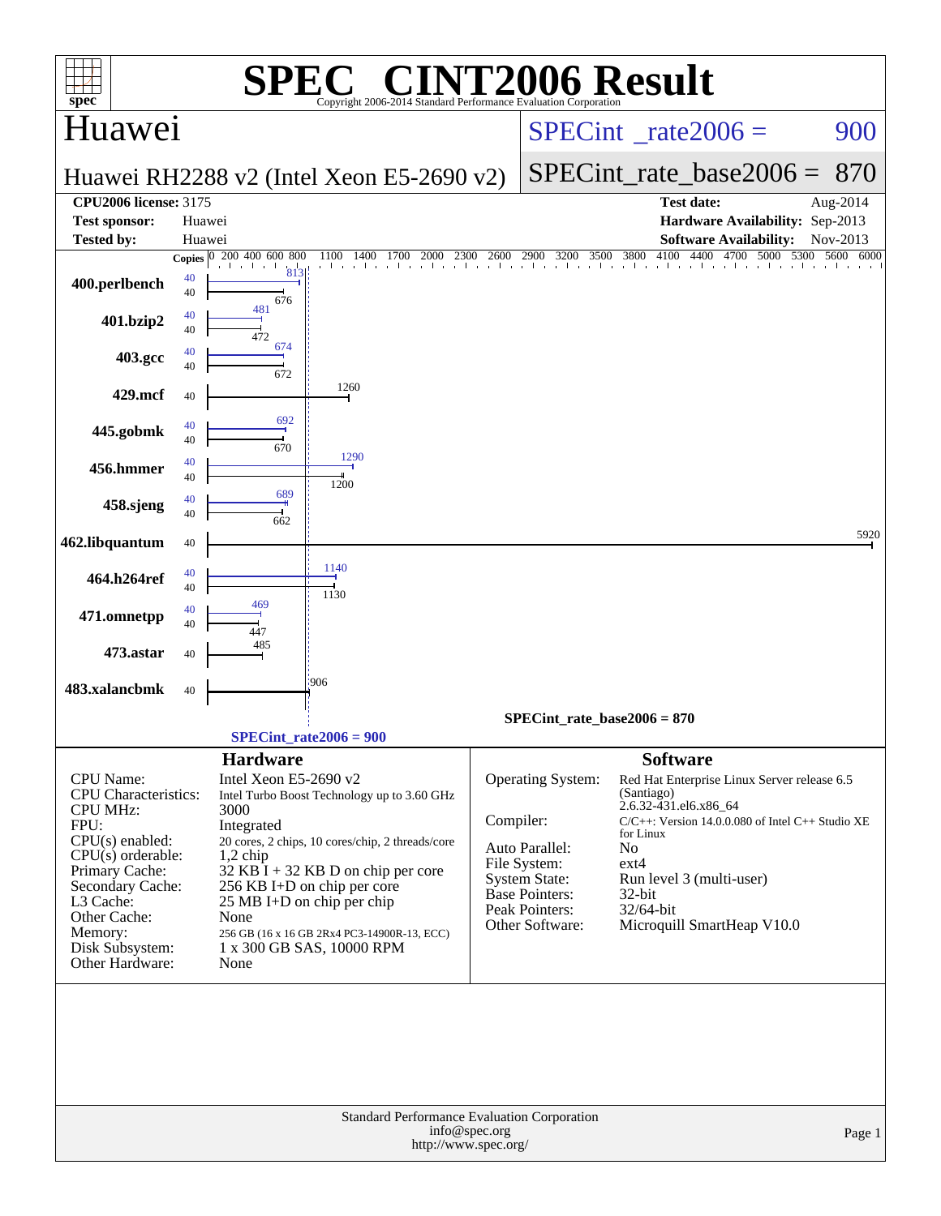# SPEC® CINT2006 Result

Copyright 2006-2014 Standard Performance Evaluation Corporation

## Huawei

**Huawei RH2288 v2 (Intel Xeon E5-2690 v2)**

SPECint_rate2006 = 900

SPECint_rate_base2006 = 870

| | | | |
|---|---|---|---|
| **CPU2006 license:** 3175 | | **Test date:** | Aug-2014 |
| **Test sponsor:** | Huawei | **Hardware Availability:** | Sep-2013 |
| **Tested by:** | Huawei | **Software Availability:** | Nov-2013 |

| Benchmark | Copies (peak) | Peak | Copies (base) | Base |
|---|---|---|---|---|
| 400.perlbench | 40 | 813 | 40 | 676 |
| 401.bzip2 | 40 | 481 | 40 | 472 |
| 403.gcc | 40 | 674 | 40 | 672 |
| 429.mcf | | | 40 | 1260 |
| 445.gobmk | 40 | 692 | 40 | 670 |
| 456.hmmer | 40 | 1290 | 40 | 1200 |
| 458.sjeng | 40 | 689 | 40 | 662 |
| 462.libquantum | | | 40 | 5920 |
| 464.h264ref | 40 | 1140 | 40 | 1130 |
| 471.omnetpp | 40 | 469 | 40 | 447 |
| 473.astar | | | 40 | 485 |
| 483.xalancbmk | | | 40 | 906 |

SPECint_rate_base2006 = 870

SPECint_rate2006 = 900

### Hardware

| | |
|---|---|
| CPU Name: | Intel Xeon E5-2690 v2 |
| CPU Characteristics: | Intel Turbo Boost Technology up to 3.60 GHz |
| CPU MHz: | 3000 |
| FPU: | Integrated |
| CPU(s) enabled: | 20 cores, 2 chips, 10 cores/chip, 2 threads/core |
| CPU(s) orderable: | 1,2 chip |
| Primary Cache: | 32 KB I + 32 KB D on chip per core |
| Secondary Cache: | 256 KB I+D on chip per core |
| L3 Cache: | 25 MB I+D on chip per chip |
| Other Cache: | None |
| Memory: | 256 GB (16 x 16 GB 2Rx4 PC3-14900R-13, ECC) |
| Disk Subsystem: | 1 x 300 GB SAS, 10000 RPM |
| Other Hardware: | None |

### Software

| | |
|---|---|
| Operating System: | Red Hat Enterprise Linux Server release 6.5 (Santiago) 2.6.32-431.el6.x86_64 |
| Compiler: | C/C++: Version 14.0.0.080 of Intel C++ Studio XE for Linux |
| Auto Parallel: | No |
| File System: | ext4 |
| System State: | Run level 3 (multi-user) |
| Base Pointers: | 32-bit |
| Peak Pointers: | 32/64-bit |
| Other Software: | Microquill SmartHeap V10.0 |

Standard Performance Evaluation Corporation
info@spec.org
http://www.spec.org/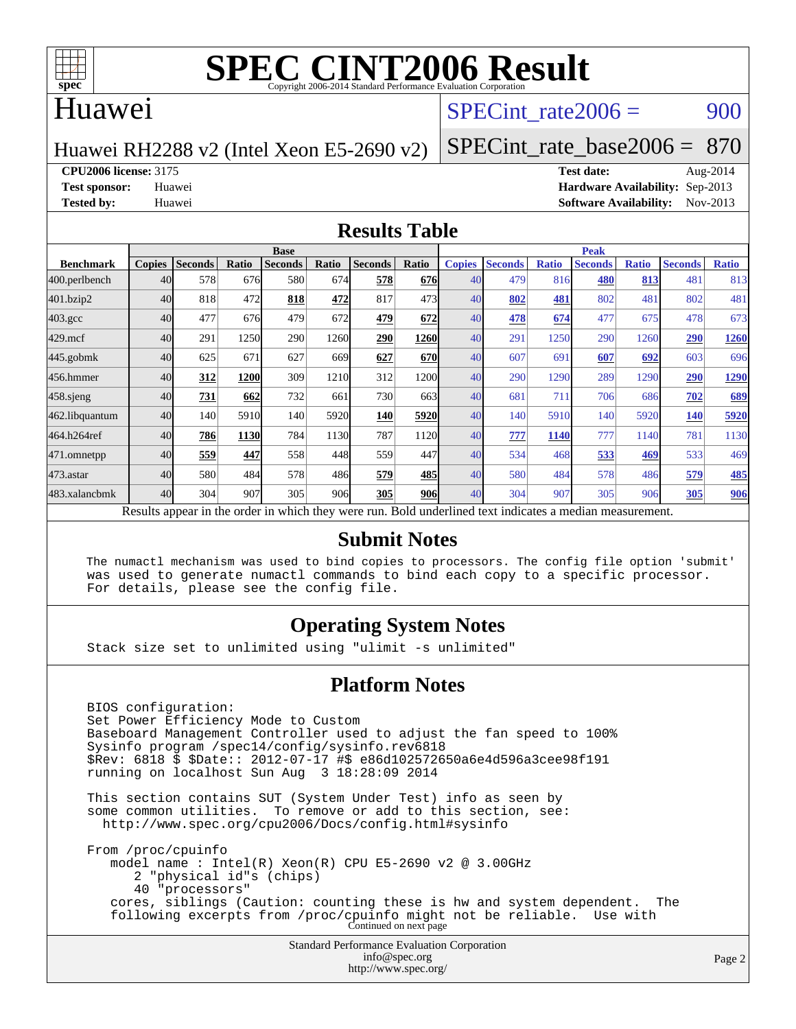# SPEC CINT2006 Result

Copyright 2006-2014 Standard Performance Evaluation Corporation

## Huawei

Huawei RH2288 v2 (Intel Xeon E5-2690 v2)

SPECint_rate2006 = 900

SPECint_rate_base2006 = 870

**CPU2006 license:** 3175
**Test sponsor:** Huawei
**Tested by:** Huawei

**Test date:** Aug-2014
**Hardware Availability:** Sep-2013
**Software Availability:** Nov-2013

## Results Table

| Benchmark | Base | | | | | | | Peak | | | | | | |
|---|---|---|---|---|---|---|---|---|---|---|---|---|---|---|
| | Copies | Seconds | Ratio | Seconds | Ratio | Seconds | Ratio | Copies | Seconds | Ratio | Seconds | Ratio | Seconds | Ratio |
| 400.perlbench | 40 | 578 | 676 | 580 | 674 | **578** | **676** | 40 | 479 | 816 | **480** | **813** | 481 | 813 |
| 401.bzip2 | 40 | 818 | 472 | **818** | **472** | 817 | 473 | 40 | **802** | **481** | 802 | 481 | 802 | 481 |
| 403.gcc | 40 | 477 | 676 | 479 | 672 | **479** | **672** | 40 | **478** | **674** | 477 | 675 | 478 | 673 |
| 429.mcf | 40 | 291 | 1250 | 290 | 1260 | **290** | **1260** | 40 | 291 | 1250 | 290 | 1260 | **290** | **1260** |
| 445.gobmk | 40 | 625 | 671 | 627 | 669 | **627** | **670** | 40 | 607 | 691 | **607** | **692** | 603 | 696 |
| 456.hmmer | 40 | **312** | **1200** | 309 | 1210 | 312 | 1200 | 40 | 290 | 1290 | 289 | 1290 | **290** | **1290** |
| 458.sjeng | 40 | **731** | **662** | 732 | 661 | 730 | 663 | 40 | 681 | 711 | 706 | 686 | **702** | **689** |
| 462.libquantum | 40 | 140 | 5910 | 140 | 5920 | **140** | **5920** | 40 | 140 | 5910 | 140 | 5920 | **140** | **5920** |
| 464.h264ref | 40 | **786** | **1130** | 784 | 1130 | 787 | 1120 | 40 | **777** | **1140** | 777 | 1140 | 781 | 1130 |
| 471.omnetpp | 40 | **559** | **447** | 558 | 448 | 559 | 447 | 40 | 534 | 468 | **533** | **469** | 533 | 469 |
| 473.astar | 40 | 580 | 484 | 578 | 486 | **579** | **485** | 40 | 580 | 484 | 578 | 486 | **579** | **485** |
| 483.xalancbmk | 40 | 304 | 907 | 305 | 906 | **305** | **906** | 40 | 304 | 907 | 305 | 906 | **305** | **906** |

Results appear in the order in which they were run. Bold underlined text indicates a median measurement.

## Submit Notes

```
The numactl mechanism was used to bind copies to processors. The config file option 'submit'
was used to generate numactl commands to bind each copy to a specific processor.
For details, please see the config file.
```

## Operating System Notes

```
Stack size set to unlimited using "ulimit -s unlimited"
```

## Platform Notes

```
BIOS configuration:
Set Power Efficiency Mode to Custom
Baseboard Management Controller used to adjust the fan speed to 100%
Sysinfo program /spec14/config/sysinfo.rev6818
$Rev: 6818 $ $Date:: 2012-07-17 #$ e86d102572650a6e4d596a3cee98f191
running on localhost Sun Aug  3 18:28:09 2014

This section contains SUT (System Under Test) info as seen by
some common utilities.  To remove or add to this section, see:
  http://www.spec.org/cpu2006/Docs/config.html#sysinfo

From /proc/cpuinfo
   model name : Intel(R) Xeon(R) CPU E5-2690 v2 @ 3.00GHz
      2 "physical id"s (chips)
      40 "processors"
   cores, siblings (Caution: counting these is hw and system dependent.  The
   following excerpts from /proc/cpuinfo might not be reliable.  Use with
```

Continued on next page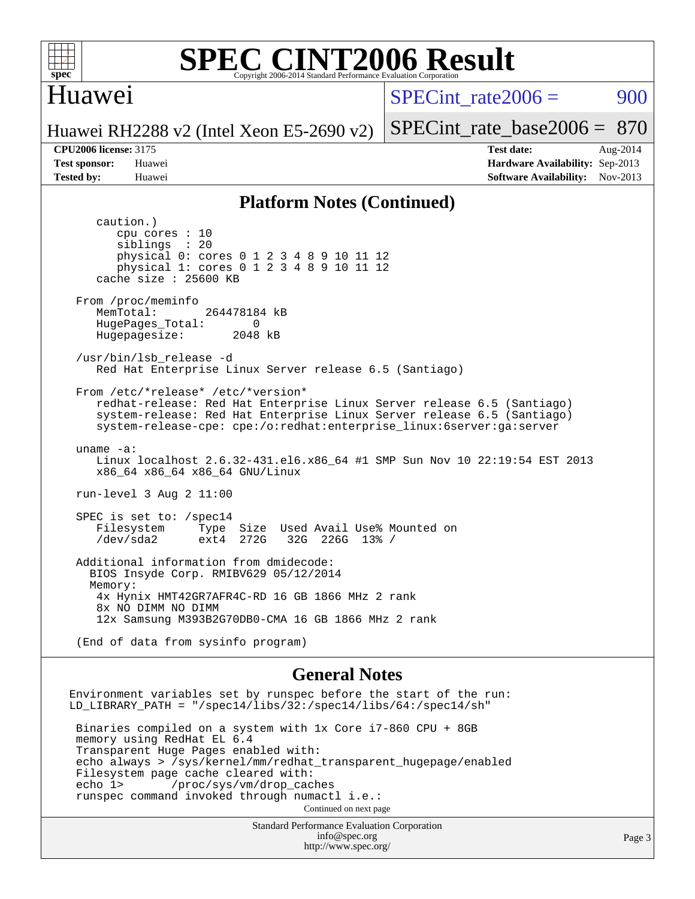## Platform Notes (Continued)

```
    caution.)
       cpu cores : 10
       siblings  : 20
       physical 0: cores 0 1 2 3 4 8 9 10 11 12
       physical 1: cores 0 1 2 3 4 8 9 10 11 12
    cache size : 25600 KB

 From /proc/meminfo
    MemTotal:       264478184 kB
    HugePages_Total:       0
    Hugepagesize:       2048 kB

 /usr/bin/lsb_release -d
    Red Hat Enterprise Linux Server release 6.5 (Santiago)

 From /etc/*release* /etc/*version*
    redhat-release: Red Hat Enterprise Linux Server release 6.5 (Santiago)
    system-release: Red Hat Enterprise Linux Server release 6.5 (Santiago)
    system-release-cpe: cpe:/o:redhat:enterprise_linux:6server:ga:server

 uname -a:
    Linux localhost 2.6.32-431.el6.x86_64 #1 SMP Sun Nov 10 22:19:54 EST 2013
    x86_64 x86_64 x86_64 GNU/Linux

 run-level 3 Aug 2 11:00

 SPEC is set to: /spec14
    Filesystem     Type  Size  Used Avail Use% Mounted on
    /dev/sda2      ext4  272G   32G  226G  13% /

 Additional information from dmidecode:
   BIOS Insyde Corp. RMIBV629 05/12/2014
   Memory:
    4x Hynix HMT42GR7AFR4C-RD 16 GB 1866 MHz 2 rank
    8x NO DIMM NO DIMM
    12x Samsung M393B2G70DB0-CMA 16 GB 1866 MHz 2 rank

 (End of data from sysinfo program)
```

## General Notes

```
Environment variables set by runspec before the start of the run:
LD_LIBRARY_PATH = "/spec14/libs/32:/spec14/libs/64:/spec14/sh"

 Binaries compiled on a system with 1x Core i7-860 CPU + 8GB
 memory using RedHat EL 6.4
 Transparent Huge Pages enabled with:
 echo always > /sys/kernel/mm/redhat_transparent_hugepage/enabled
 Filesystem page cache cleared with:
 echo 1>       /proc/sys/vm/drop_caches
 runspec command invoked through numactl i.e.:
```

Continued on next page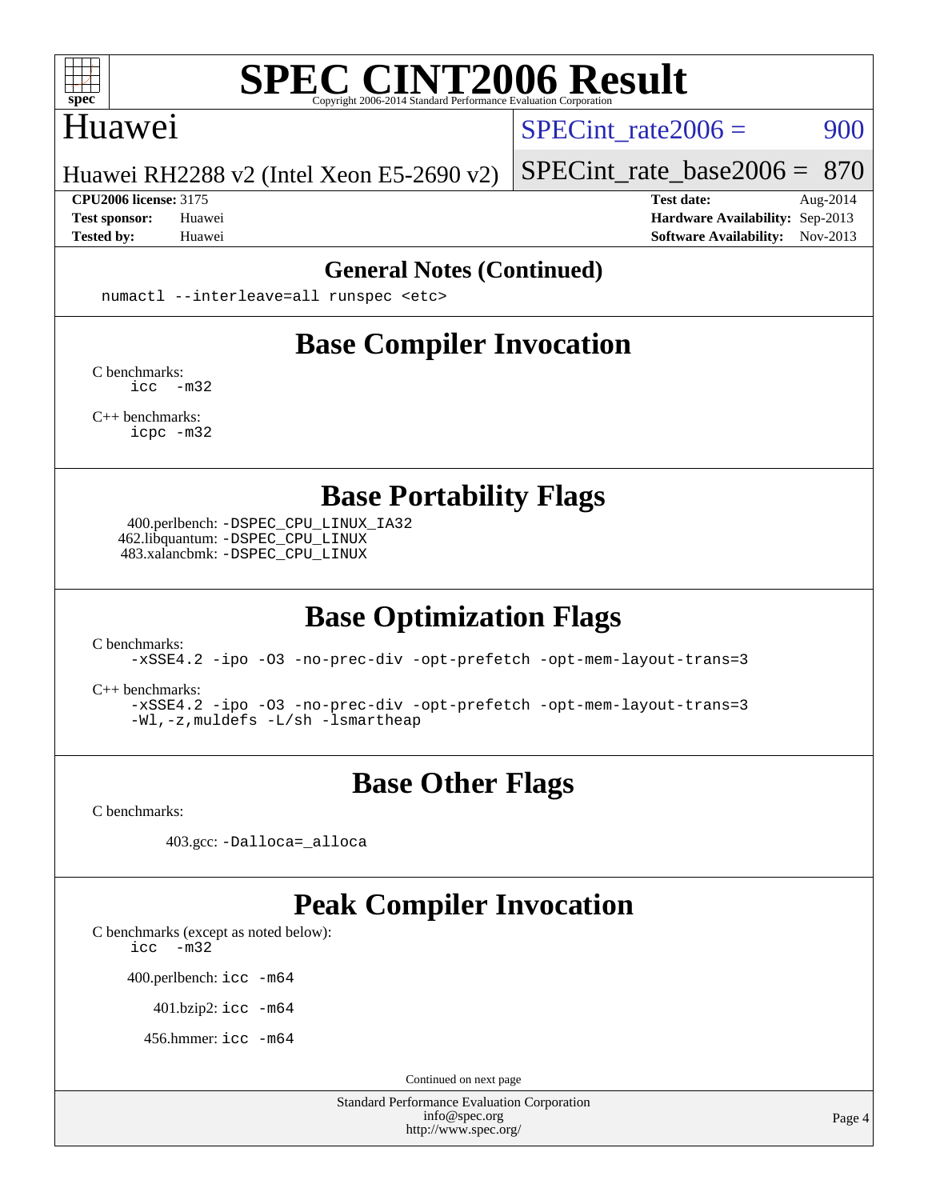# SPEC CINT2006 Result

Copyright 2006-2014 Standard Performance Evaluation Corporation

## Huawei

Huawei RH2288 v2 (Intel Xeon E5-2690 v2)

SPECint_rate2006 = 900

SPECint_rate_base2006 = 870

**CPU2006 license:** 3175
**Test sponsor:** Huawei
**Tested by:** Huawei

**Test date:** Aug-2014
**Hardware Availability:** Sep-2013
**Software Availability:** Nov-2013

## General Notes (Continued)

```
numactl --interleave=all runspec <etc>
```

## Base Compiler Invocation

C benchmarks:
```
icc  -m32
```

C++ benchmarks:
```
icpc -m32
```

## Base Portability Flags

400.perlbench: `-DSPEC_CPU_LINUX_IA32`
462.libquantum: `-DSPEC_CPU_LINUX`
483.xalancbmk: `-DSPEC_CPU_LINUX`

## Base Optimization Flags

C benchmarks:
```
-xSSE4.2 -ipo -O3 -no-prec-div -opt-prefetch -opt-mem-layout-trans=3
```

C++ benchmarks:
```
-xSSE4.2 -ipo -O3 -no-prec-div -opt-prefetch -opt-mem-layout-trans=3
-Wl,-z,muldefs -L/sh -lsmartheap
```

## Base Other Flags

C benchmarks:

403.gcc: `-Dalloca=_alloca`

## Peak Compiler Invocation

C benchmarks (except as noted below):
```
icc  -m32
```

400.perlbench: `icc -m64`

401.bzip2: `icc -m64`

456.hmmer: `icc -m64`

Continued on next page

Standard Performance Evaluation Corporation
info@spec.org
http://www.spec.org/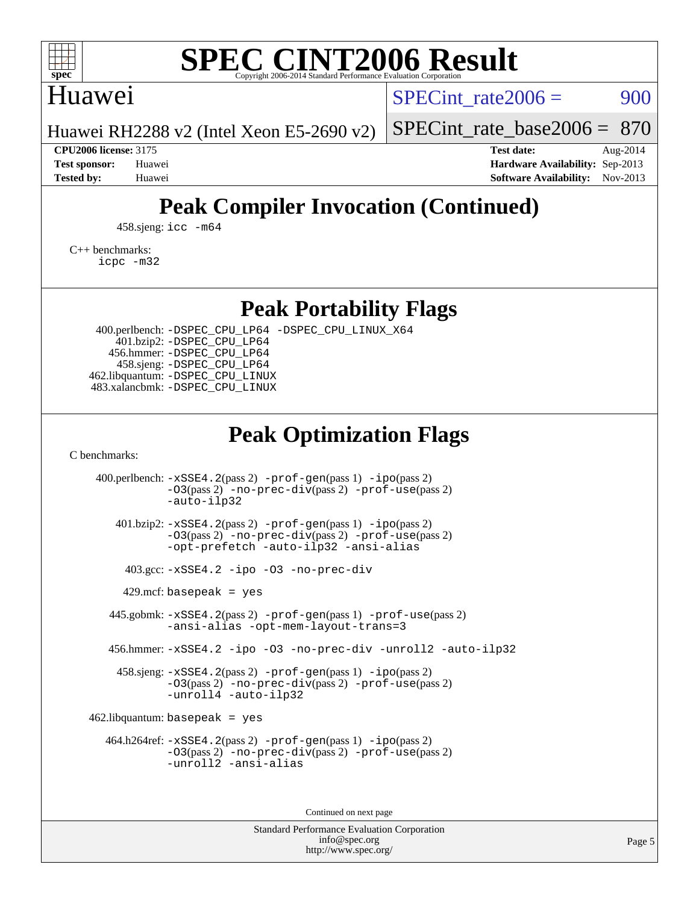# Peak Compiler Invocation (Continued)

458.sjeng: icc -m64

C++ benchmarks:
icpc -m32

# Peak Portability Flags

400.perlbench: -DSPEC_CPU_LP64 -DSPEC_CPU_LINUX_X64
401.bzip2: -DSPEC_CPU_LP64
456.hmmer: -DSPEC_CPU_LP64
458.sjeng: -DSPEC_CPU_LP64
462.libquantum: -DSPEC_CPU_LINUX
483.xalancbmk: -DSPEC_CPU_LINUX

# Peak Optimization Flags

C benchmarks:

400.perlbench: -xSSE4.2(pass 2) -prof-gen(pass 1) -ipo(pass 2) -O3(pass 2) -no-prec-div(pass 2) -prof-use(pass 2) -auto-ilp32

401.bzip2: -xSSE4.2(pass 2) -prof-gen(pass 1) -ipo(pass 2) -O3(pass 2) -no-prec-div(pass 2) -prof-use(pass 2) -opt-prefetch -auto-ilp32 -ansi-alias

403.gcc: -xSSE4.2 -ipo -O3 -no-prec-div

429.mcf: basepeak = yes

445.gobmk: -xSSE4.2(pass 2) -prof-gen(pass 1) -prof-use(pass 2) -ansi-alias -opt-mem-layout-trans=3

456.hmmer: -xSSE4.2 -ipo -O3 -no-prec-div -unroll2 -auto-ilp32

458.sjeng: -xSSE4.2(pass 2) -prof-gen(pass 1) -ipo(pass 2) -O3(pass 2) -no-prec-div(pass 2) -prof-use(pass 2) -unroll4 -auto-ilp32

462.libquantum: basepeak = yes

464.h264ref: -xSSE4.2(pass 2) -prof-gen(pass 1) -ipo(pass 2) -O3(pass 2) -no-prec-div(pass 2) -prof-use(pass 2) -unroll2 -ansi-alias

Continued on next page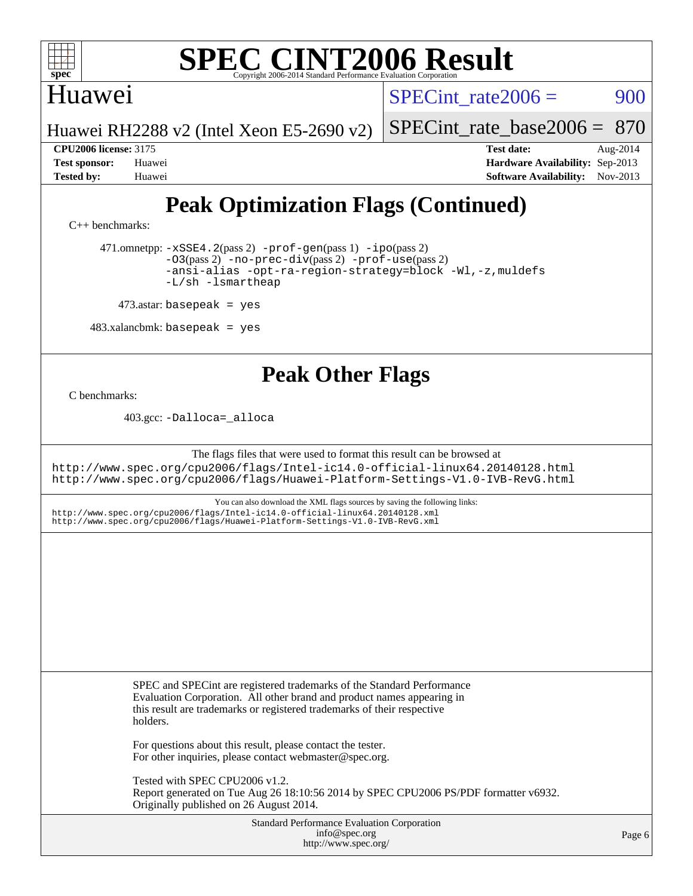# Peak Optimization Flags (Continued)

C++ benchmarks:

471.omnetpp: -xSSE4.2(pass 2) -prof-gen(pass 1) -ipo(pass 2) -O3(pass 2) -no-prec-div(pass 2) -prof-use(pass 2) -ansi-alias -opt-ra-region-strategy=block -Wl,-z,muldefs -L/sh -lsmartheap

473.astar: basepeak = yes

483.xalancbmk: basepeak = yes

# Peak Other Flags

C benchmarks:

403.gcc: -Dalloca=_alloca

The flags files that were used to format this result can be browsed at
http://www.spec.org/cpu2006/flags/Intel-ic14.0-official-linux64.20140128.html
http://www.spec.org/cpu2006/flags/Huawei-Platform-Settings-V1.0-IVB-RevG.html

You can also download the XML flags sources by saving the following links:
http://www.spec.org/cpu2006/flags/Intel-ic14.0-official-linux64.20140128.xml
http://www.spec.org/cpu2006/flags/Huawei-Platform-Settings-V1.0-IVB-RevG.xml

SPEC and SPECint are registered trademarks of the Standard Performance Evaluation Corporation. All other brand and product names appearing in this result are trademarks or registered trademarks of their respective holders.

For questions about this result, please contact the tester.
For other inquiries, please contact webmaster@spec.org.

Tested with SPEC CPU2006 v1.2.
Report generated on Tue Aug 26 18:10:56 2014 by SPEC CPU2006 PS/PDF formatter v6932.
Originally published on 26 August 2014.